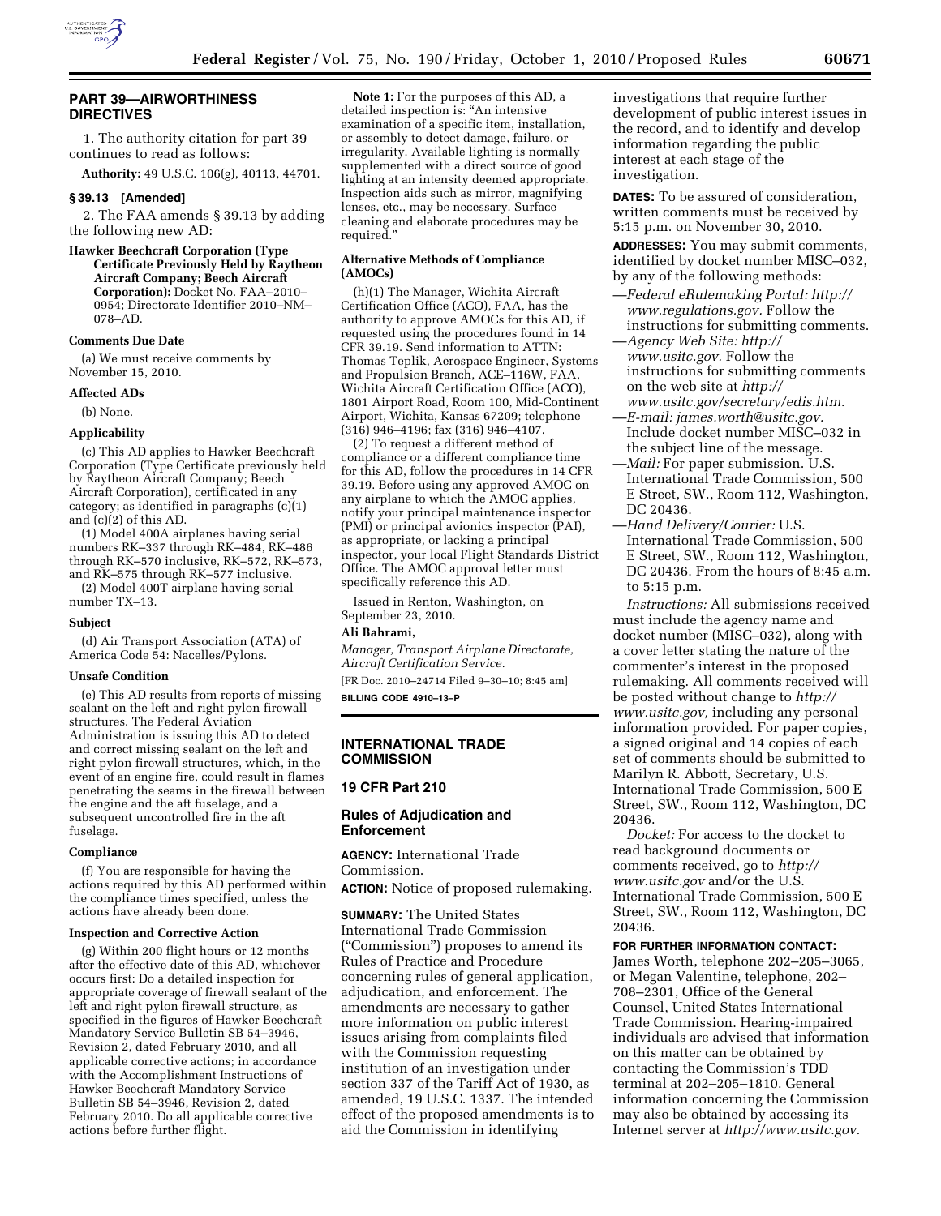## PART 39—AIRWORTHINESS DIRECTIVES

1. The authority citation for part 39 continues to read as follows:

**Authority:** 49 U.S.C. 106(g), 40113, 44701.

### § 39.13 [Amended]

2. The FAA amends § 39.13 by adding the following new AD:

**Hawker Beechcraft Corporation (Type Certificate Previously Held by Raytheon Aircraft Company; Beech Aircraft Corporation):** Docket No. FAA–2010–0954; Directorate Identifier 2010–NM–078–AD.

#### Comments Due Date

(a) We must receive comments by November 15, 2010.

#### Affected ADs

(b) None.

#### Applicability

(c) This AD applies to Hawker Beechcraft Corporation (Type Certificate previously held by Raytheon Aircraft Company; Beech Aircraft Corporation), certificated in any category; as identified in paragraphs (c)(1) and (c)(2) of this AD.

(1) Model 400A airplanes having serial numbers RK–337 through RK–484, RK–486 through RK–570 inclusive, RK–572, RK–573, and RK–575 through RK–577 inclusive.

(2) Model 400T airplane having serial number TX–13.

#### Subject

(d) Air Transport Association (ATA) of America Code 54: Nacelles/Pylons.

#### Unsafe Condition

(e) This AD results from reports of missing sealant on the left and right pylon firewall structures. The Federal Aviation Administration is issuing this AD to detect and correct missing sealant on the left and right pylon firewall structures, which, in the event of an engine fire, could result in flames penetrating the seams in the firewall between the engine and the aft fuselage, and a subsequent uncontrolled fire in the aft fuselage.

#### Compliance

(f) You are responsible for having the actions required by this AD performed within the compliance times specified, unless the actions have already been done.

#### Inspection and Corrective Action

(g) Within 200 flight hours or 12 months after the effective date of this AD, whichever occurs first: Do a detailed inspection for appropriate coverage of firewall sealant of the left and right pylon firewall structure, as specified in the figures of Hawker Beechcraft Mandatory Service Bulletin SB 54–3946, Revision 2, dated February 2010, and all applicable corrective actions; in accordance with the Accomplishment Instructions of Hawker Beechcraft Mandatory Service Bulletin SB 54–3946, Revision 2, dated February 2010. Do all applicable corrective actions before further flight.

**Note 1:** For the purposes of this AD, a detailed inspection is: "An intensive examination of a specific item, installation, or assembly to detect damage, failure, or irregularity. Available lighting is normally supplemented with a direct source of good lighting at an intensity deemed appropriate. Inspection aids such as mirror, magnifying lenses, etc., may be necessary. Surface cleaning and elaborate procedures may be required."

#### Alternative Methods of Compliance (AMOCs)

(h)(1) The Manager, Wichita Aircraft Certification Office (ACO), FAA, has the authority to approve AMOCs for this AD, if requested using the procedures found in 14 CFR 39.19. Send information to ATTN: Thomas Teplik, Aerospace Engineer, Systems and Propulsion Branch, ACE–116W, FAA, Wichita Aircraft Certification Office (ACO), 1801 Airport Road, Room 100, Mid-Continent Airport, Wichita, Kansas 67209; telephone (316) 946–4196; fax (316) 946–4107.

(2) To request a different method of compliance or a different compliance time for this AD, follow the procedures in 14 CFR 39.19. Before using any approved AMOC on any airplane to which the AMOC applies, notify your principal maintenance inspector (PMI) or principal avionics inspector (PAI), as appropriate, or lacking a principal inspector, your local Flight Standards District Office. The AMOC approval letter must specifically reference this AD.

Issued in Renton, Washington, on September 23, 2010.

**Ali Bahrami,**

*Manager, Transport Airplane Directorate, Aircraft Certification Service.*

[FR Doc. 2010–24714 Filed 9–30–10; 8:45 am]

**BILLING CODE 4910–13–P**

---

## INTERNATIONAL TRADE COMMISSION

### 19 CFR Part 210

### Rules of Adjudication and Enforcement

**AGENCY:** International Trade Commission.

**ACTION:** Notice of proposed rulemaking.

**SUMMARY:** The United States International Trade Commission ("Commission") proposes to amend its Rules of Practice and Procedure concerning rules of general application, adjudication, and enforcement. The amendments are necessary to gather more information on public interest issues arising from complaints filed with the Commission requesting institution of an investigation under section 337 of the Tariff Act of 1930, as amended, 19 U.S.C. 1337. The intended effect of the proposed amendments is to aid the Commission in identifying investigations that require further development of public interest issues in the record, and to identify and develop information regarding the public interest at each stage of the investigation.

**DATES:** To be assured of consideration, written comments must be received by 5:15 p.m. on November 30, 2010.

**ADDRESSES:** You may submit comments, identified by docket number MISC–032, by any of the following methods:

- *Federal eRulemaking Portal: http://www.regulations.gov.* Follow the instructions for submitting comments.
- *Agency Web Site: http://www.usitc.gov.* Follow the instructions for submitting comments on the web site at *http://www.usitc.gov/secretary/edis.htm.*
- *E-mail: james.worth@usitc.gov.* Include docket number MISC–032 in the subject line of the message.
- *Mail:* For paper submission. U.S. International Trade Commission, 500 E Street, SW., Room 112, Washington, DC 20436.
- *Hand Delivery/Courier:* U.S. International Trade Commission, 500 E Street, SW., Room 112, Washington, DC 20436. From the hours of 8:45 a.m. to 5:15 p.m.

*Instructions:* All submissions received must include the agency name and docket number (MISC–032), along with a cover letter stating the nature of the commenter's interest in the proposed rulemaking. All comments received will be posted without change to *http://www.usitc.gov,* including any personal information provided. For paper copies, a signed original and 14 copies of each set of comments should be submitted to Marilyn R. Abbott, Secretary, U.S. International Trade Commission, 500 E Street, SW., Room 112, Washington, DC 20436.

*Docket:* For access to the docket to read background documents or comments received, go to *http://www.usitc.gov* and/or the U.S. International Trade Commission, 500 E Street, SW., Room 112, Washington, DC 20436.

**FOR FURTHER INFORMATION CONTACT:** James Worth, telephone 202–205–3065, or Megan Valentine, telephone, 202–708–2301, Office of the General Counsel, United States International Trade Commission. Hearing-impaired individuals are advised that information on this matter can be obtained by contacting the Commission's TDD terminal at 202–205–1810. General information concerning the Commission may also be obtained by accessing its Internet server at *http://www.usitc.gov.*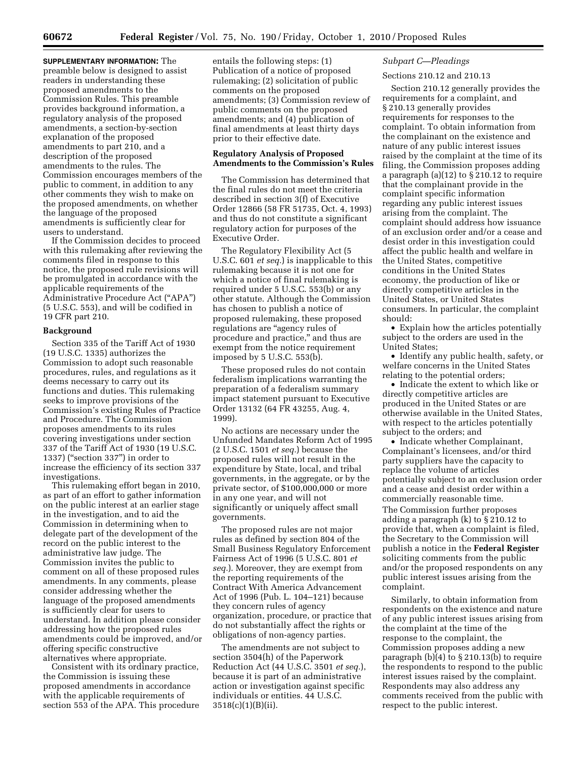**SUPPLEMENTARY INFORMATION:** The preamble below is designed to assist readers in understanding these proposed amendments to the Commission Rules. This preamble provides background information, a regulatory analysis of the proposed amendments, a section-by-section explanation of the proposed amendments to part 210, and a description of the proposed amendments to the rules. The Commission encourages members of the public to comment, in addition to any other comments they wish to make on the proposed amendments, on whether the language of the proposed amendments is sufficiently clear for users to understand.

If the Commission decides to proceed with this rulemaking after reviewing the comments filed in response to this notice, the proposed rule revisions will be promulgated in accordance with the applicable requirements of the Administrative Procedure Act ("APA") (5 U.S.C. 553), and will be codified in 19 CFR part 210.

## Background

Section 335 of the Tariff Act of 1930 (19 U.S.C. 1335) authorizes the Commission to adopt such reasonable procedures, rules, and regulations as it deems necessary to carry out its functions and duties. This rulemaking seeks to improve provisions of the Commission's existing Rules of Practice and Procedure. The Commission proposes amendments to its rules covering investigations under section 337 of the Tariff Act of 1930 (19 U.S.C. 1337) ("section 337") in order to increase the efficiency of its section 337 investigations.

This rulemaking effort began in 2010, as part of an effort to gather information on the public interest at an earlier stage in the investigation, and to aid the Commission in determining when to delegate part of the development of the record on the public interest to the administrative law judge. The Commission invites the public to comment on all of these proposed rules amendments. In any comments, please consider addressing whether the language of the proposed amendments is sufficiently clear for users to understand. In addition please consider addressing how the proposed rules amendments could be improved, and/or offering specific constructive alternatives where appropriate.

Consistent with its ordinary practice, the Commission is issuing these proposed amendments in accordance with the applicable requirements of section 553 of the APA. This procedure entails the following steps: (1) Publication of a notice of proposed rulemaking; (2) solicitation of public comments on the proposed amendments; (3) Commission review of public comments on the proposed amendments; and (4) publication of final amendments at least thirty days prior to their effective date.

## Regulatory Analysis of Proposed Amendments to the Commission's Rules

The Commission has determined that the final rules do not meet the criteria described in section 3(f) of Executive Order 12866 (58 FR 51735, Oct. 4, 1993) and thus do not constitute a significant regulatory action for purposes of the Executive Order.

The Regulatory Flexibility Act (5 U.S.C. 601 *et seq.*) is inapplicable to this rulemaking because it is not one for which a notice of final rulemaking is required under 5 U.S.C. 553(b) or any other statute. Although the Commission has chosen to publish a notice of proposed rulemaking, these proposed regulations are "agency rules of procedure and practice," and thus are exempt from the notice requirement imposed by 5 U.S.C. 553(b).

These proposed rules do not contain federalism implications warranting the preparation of a federalism summary impact statement pursuant to Executive Order 13132 (64 FR 43255, Aug. 4, 1999).

No actions are necessary under the Unfunded Mandates Reform Act of 1995 (2 U.S.C. 1501 *et seq.*) because the proposed rules will not result in the expenditure by State, local, and tribal governments, in the aggregate, or by the private sector, of $100,000,000 or more in any one year, and will not significantly or uniquely affect small governments.

The proposed rules are not major rules as defined by section 804 of the Small Business Regulatory Enforcement Fairness Act of 1996 (5 U.S.C. 801 *et seq.*). Moreover, they are exempt from the reporting requirements of the Contract With America Advancement Act of 1996 (Pub. L. 104–121) because they concern rules of agency organization, procedure, or practice that do not substantially affect the rights or obligations of non-agency parties.

The amendments are not subject to section 3504(h) of the Paperwork Reduction Act (44 U.S.C. 3501 *et seq.*), because it is part of an administrative action or investigation against specific individuals or entities. 44 U.S.C. 3518(c)(1)(B)(ii).

### *Subpart C—Pleadings*

Sections 210.12 and 210.13

Section 210.12 generally provides the requirements for a complaint, and § 210.13 generally provides requirements for responses to the complaint. To obtain information from the complainant on the existence and nature of any public interest issues raised by the complaint at the time of its filing, the Commission proposes adding a paragraph (a)(12) to § 210.12 to require that the complainant provide in the complaint specific information regarding any public interest issues arising from the complaint. The complaint should address how issuance of an exclusion order and/or a cease and desist order in this investigation could affect the public health and welfare in the United States, competitive conditions in the United States economy, the production of like or directly competitive articles in the United States, or United States consumers. In particular, the complaint should:

- Explain how the articles potentially subject to the orders are used in the United States;
- Identify any public health, safety, or welfare concerns in the United States relating to the potential orders;
- Indicate the extent to which like or directly competitive articles are produced in the United States or are otherwise available in the United States, with respect to the articles potentially subject to the orders; and
- Indicate whether Complainant, Complainant's licensees, and/or third party suppliers have the capacity to replace the volume of articles potentially subject to an exclusion order and a cease and desist order within a commercially reasonable time.

The Commission further proposes adding a paragraph (k) to § 210.12 to provide that, when a complaint is filed, the Secretary to the Commission will publish a notice in the **Federal Register** soliciting comments from the public and/or the proposed respondents on any public interest issues arising from the complaint.

Similarly, to obtain information from respondents on the existence and nature of any public interest issues arising from the complaint at the time of the response to the complaint, the Commission proposes adding a new paragraph (b)(4) to § 210.13(b) to require the respondents to respond to the public interest issues raised by the complaint. Respondents may also address any comments received from the public with respect to the public interest.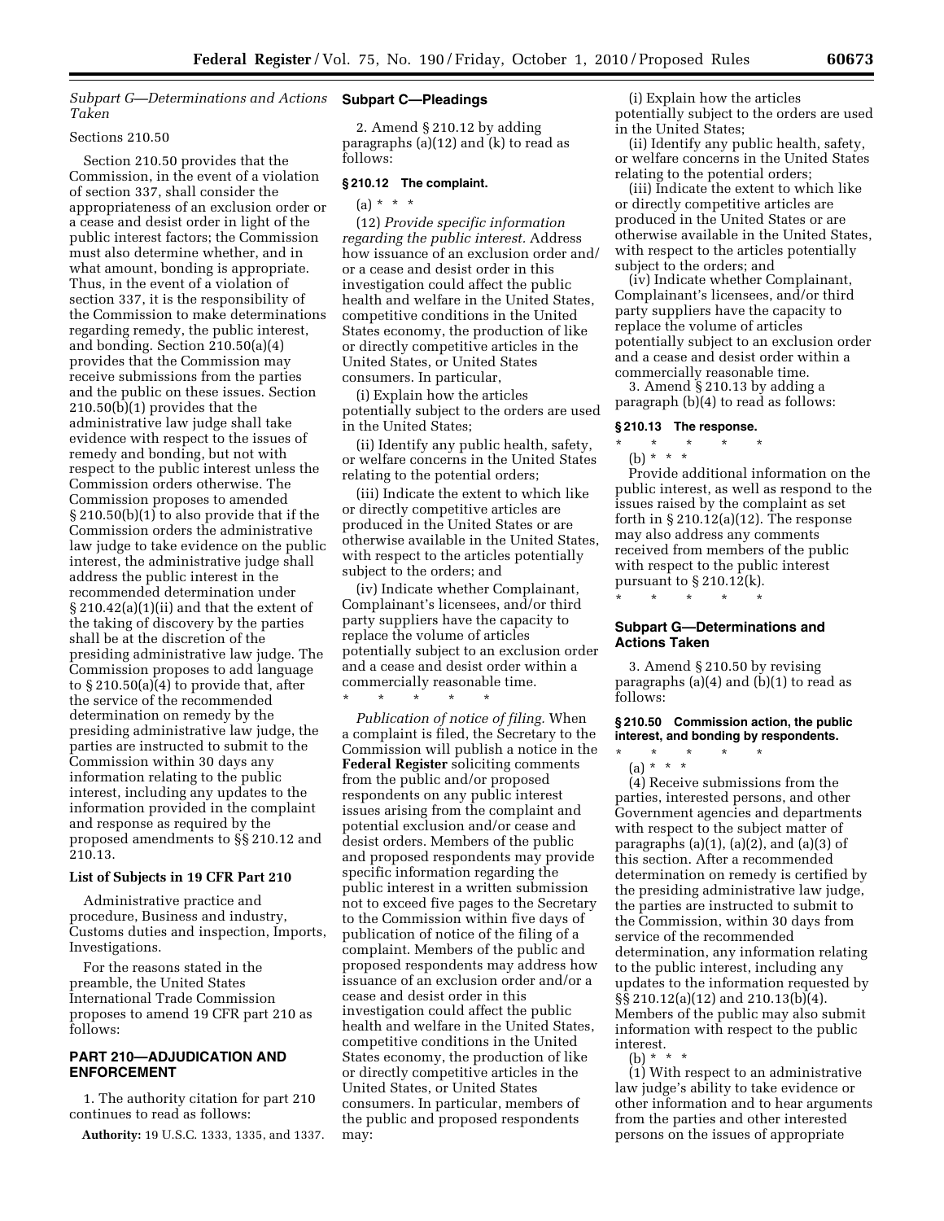*Subpart G—Determinations and Actions Taken*

Sections 210.50

Section 210.50 provides that the Commission, in the event of a violation of section 337, shall consider the appropriateness of an exclusion order or a cease and desist order in light of the public interest factors; the Commission must also determine whether, and in what amount, bonding is appropriate. Thus, in the event of a violation of section 337, it is the responsibility of the Commission to make determinations regarding remedy, the public interest, and bonding. Section 210.50(a)(4) provides that the Commission may receive submissions from the parties and the public on these issues. Section 210.50(b)(1) provides that the administrative law judge shall take evidence with respect to the issues of remedy and bonding, but not with respect to the public interest unless the Commission orders otherwise. The Commission proposes to amended § 210.50(b)(1) to also provide that if the Commission orders the administrative law judge to take evidence on the public interest, the administrative judge shall address the public interest in the recommended determination under § 210.42(a)(1)(ii) and that the extent of the taking of discovery by the parties shall be at the discretion of the presiding administrative law judge. The Commission proposes to add language to § 210.50(a)(4) to provide that, after the service of the recommended determination on remedy by the presiding administrative law judge, the parties are instructed to submit to the Commission within 30 days any information relating to the public interest, including any updates to the information provided in the complaint and response as required by the proposed amendments to §§ 210.12 and 210.13.

**List of Subjects in 19 CFR Part 210**

Administrative practice and procedure, Business and industry, Customs duties and inspection, Imports, Investigations.

For the reasons stated in the preamble, the United States International Trade Commission proposes to amend 19 CFR part 210 as follows:

## PART 210—ADJUDICATION AND ENFORCEMENT

1. The authority citation for part 210 continues to read as follows:

**Authority:** 19 U.S.C. 1333, 1335, and 1337.

### Subpart C—Pleadings

2. Amend § 210.12 by adding paragraphs (a)(12) and (k) to read as follows:

#### § 210.12 The complaint.

(a) * * *

(12) *Provide specific information regarding the public interest.* Address how issuance of an exclusion order and/or a cease and desist order in this investigation could affect the public health and welfare in the United States, competitive conditions in the United States economy, the production of like or directly competitive articles in the United States, or United States consumers. In particular,

(i) Explain how the articles potentially subject to the orders are used in the United States;

(ii) Identify any public health, safety, or welfare concerns in the United States relating to the potential orders;

(iii) Indicate the extent to which like or directly competitive articles are produced in the United States or are otherwise available in the United States, with respect to the articles potentially subject to the orders; and

(iv) Indicate whether Complainant, Complainant's licensees, and/or third party suppliers have the capacity to replace the volume of articles potentially subject to an exclusion order and a cease and desist order within a commercially reasonable time.

\* \* \* \* \*

*Publication of notice of filing.* When a complaint is filed, the Secretary to the Commission will publish a notice in the **Federal Register** soliciting comments from the public and/or proposed respondents on any public interest issues arising from the complaint and potential exclusion and/or cease and desist orders. Members of the public and proposed respondents may provide specific information regarding the public interest in a written submission not to exceed five pages to the Secretary to the Commission within five days of publication of notice of the filing of a complaint. Members of the public and proposed respondents may address how issuance of an exclusion order and/or a cease and desist order in this investigation could affect the public health and welfare in the United States, competitive conditions in the United States economy, the production of like or directly competitive articles in the United States, or United States consumers. In particular, members of the public and proposed respondents may:

(i) Explain how the articles potentially subject to the orders are used in the United States;

(ii) Identify any public health, safety, or welfare concerns in the United States relating to the potential orders;

(iii) Indicate the extent to which like or directly competitive articles are produced in the United States or are otherwise available in the United States, with respect to the articles potentially subject to the orders; and

(iv) Indicate whether Complainant, Complainant's licensees, and/or third party suppliers have the capacity to replace the volume of articles potentially subject to an exclusion order and a cease and desist order within a commercially reasonable time.

3. Amend § 210.13 by adding a paragraph (b)(4) to read as follows:

#### § 210.13 The response.

\* \* \* \* \*

(b) * * *

Provide additional information on the public interest, as well as respond to the issues raised by the complaint as set forth in § 210.12(a)(12). The response may also address any comments received from members of the public with respect to the public interest pursuant to § 210.12(k).

\* \* \* \* \*

### Subpart G—Determinations and Actions Taken

3. Amend § 210.50 by revising paragraphs (a)(4) and (b)(1) to read as follows:

#### § 210.50 Commission action, the public interest, and bonding by respondents.

\* \* \* \* \*

(a) * * *

(4) Receive submissions from the parties, interested persons, and other Government agencies and departments with respect to the subject matter of paragraphs (a)(1), (a)(2), and (a)(3) of this section. After a recommended determination on remedy is certified by the presiding administrative law judge, the parties are instructed to submit to the Commission, within 30 days from service of the recommended determination, any information relating to the public interest, including any updates to the information requested by §§ 210.12(a)(12) and 210.13(b)(4). Members of the public may also submit information with respect to the public interest.

(b) * * *

(1) With respect to an administrative law judge's ability to take evidence or other information and to hear arguments from the parties and other interested persons on the issues of appropriate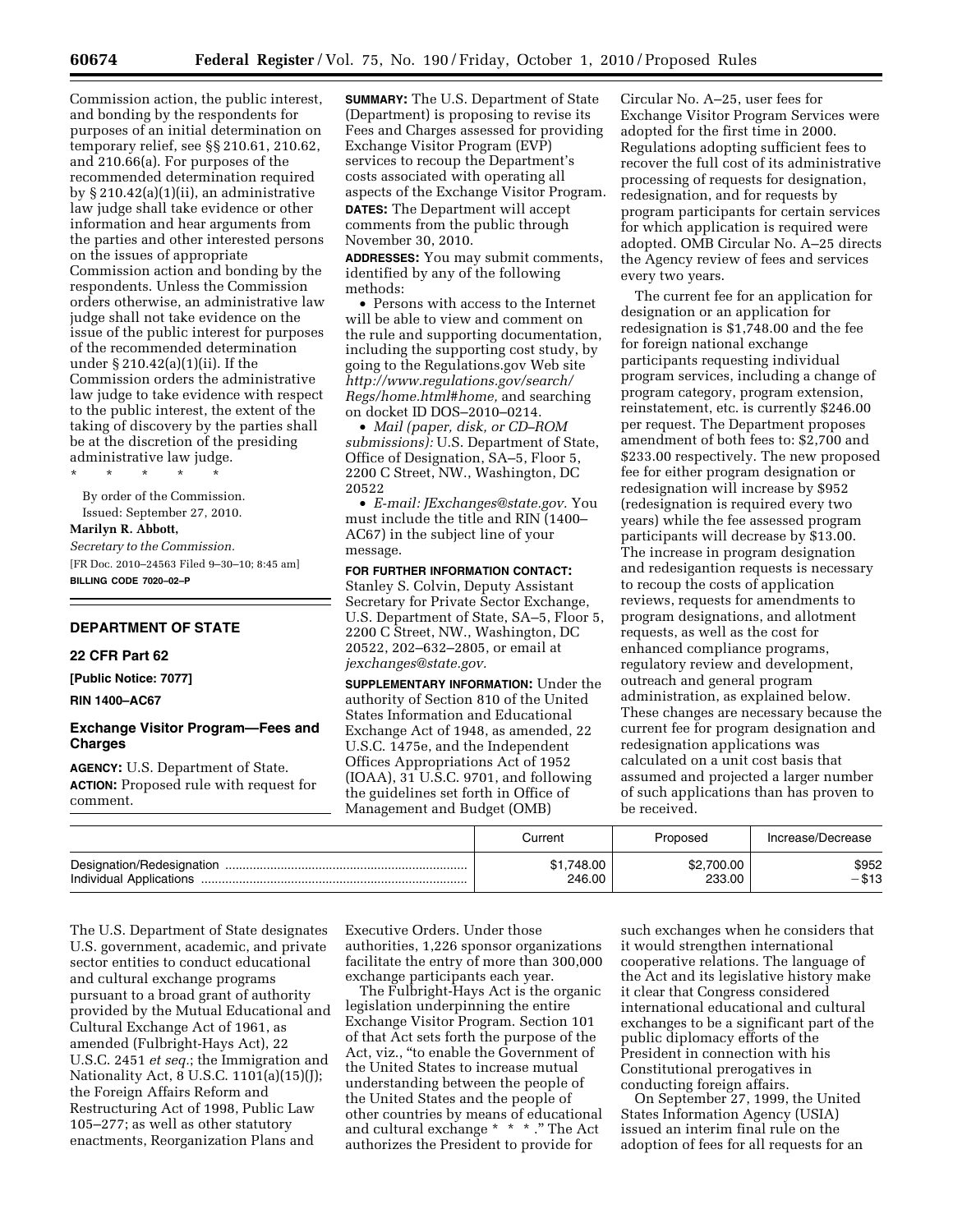Commission action, the public interest, and bonding by the respondents for purposes of an initial determination on temporary relief, see §§ 210.61, 210.62, and 210.66(a). For purposes of the recommended determination required by § 210.42(a)(1)(ii), an administrative law judge shall take evidence or other information and hear arguments from the parties and other interested persons on the issues of appropriate Commission action and bonding by the respondents. Unless the Commission orders otherwise, an administrative law judge shall not take evidence on the issue of the public interest for purposes of the recommended determination under § 210.42(a)(1)(ii). If the Commission orders the administrative law judge to take evidence with respect to the public interest, the extent of the taking of discovery by the parties shall be at the discretion of the presiding administrative law judge.

\* \* \* \* \*

By order of the Commission.

Issued: September 27, 2010.

**Marilyn R. Abbott,**

*Secretary to the Commission.*

[FR Doc. 2010–24563 Filed 9–30–10; 8:45 am]

**BILLING CODE 7020–02–P**

## DEPARTMENT OF STATE

### 22 CFR Part 62

**[Public Notice: 7077]**

**RIN 1400–AC67**

### Exchange Visitor Program—Fees and Charges

**AGENCY:** U.S. Department of State.

**ACTION:** Proposed rule with request for comment.

**SUMMARY:** The U.S. Department of State (Department) is proposing to revise its Fees and Charges assessed for providing Exchange Visitor Program (EVP) services to recoup the Department's costs associated with operating all aspects of the Exchange Visitor Program.

**DATES:** The Department will accept comments from the public through November 30, 2010.

**ADDRESSES:** You may submit comments, identified by any of the following methods:

- Persons with access to the Internet will be able to view and comment on the rule and supporting documentation, including the supporting cost study, by going to the Regulations.gov Web site *http://www.regulations.gov/search/Regs/home.html#home,* and searching on docket ID DOS–2010–0214.
- *Mail (paper, disk, or CD–ROM submissions):* U.S. Department of State, Office of Designation, SA–5, Floor 5, 2200 C Street, NW., Washington, DC 20522
- *E-mail: JExchanges@state.gov.* You must include the title and RIN (1400–AC67) in the subject line of your message.

**FOR FURTHER INFORMATION CONTACT:** Stanley S. Colvin, Deputy Assistant Secretary for Private Sector Exchange, U.S. Department of State, SA–5, Floor 5, 2200 C Street, NW., Washington, DC 20522, 202–632–2805, or email at *jexchanges@state.gov.*

**SUPPLEMENTARY INFORMATION:** Under the authority of Section 810 of the United States Information and Educational Exchange Act of 1948, as amended, 22 U.S.C. 1475e, and the Independent Offices Appropriations Act of 1952 (IOAA), 31 U.S.C. 9701, and following the guidelines set forth in Office of Management and Budget (OMB) Circular No. A–25, user fees for Exchange Visitor Program Services were adopted for the first time in 2000. Regulations adopting sufficient fees to recover the full cost of its administrative processing of requests for designation, redesignation, and for requests by program participants for certain services for which application is required were adopted. OMB Circular No. A–25 directs the Agency review of fees and services every two years.

The current fee for an application for designation or an application for redesignation is $1,748.00 and the fee for foreign national exchange participants requesting individual program services, including a change of program category, program extension, reinstatement, etc. is currently $246.00 per request. The Department proposes amendment of both fees to: $2,700 and $233.00 respectively. The new proposed fee for either program designation or redesignation will increase by $952 (redesignation is required every two years) while the fee assessed program participants will decrease by $13.00. The increase in program designation and redesigantion requests is necessary to recoup the costs of application reviews, requests for amendments to program designations, and allotment requests, as well as the cost for enhanced compliance programs, regulatory review and development, outreach and general program administration, as explained below. These changes are necessary because the current fee for program designation and redesignation applications was calculated on a unit cost basis that assumed and projected a larger number of such applications than has proven to be received.

| | Current | Proposed | Increase/Decrease |
|---|---|---|---|
| Designation/Redesignation | $1,748.00 | $2,700.00 | $952 |
| Individual Applications | 246.00 | 233.00 | −$13 |

The U.S. Department of State designates U.S. government, academic, and private sector entities to conduct educational and cultural exchange programs pursuant to a broad grant of authority provided by the Mutual Educational and Cultural Exchange Act of 1961, as amended (Fulbright-Hays Act), 22 U.S.C. 2451 *et seq.*; the Immigration and Nationality Act, 8 U.S.C. 1101(a)(15)(J); the Foreign Affairs Reform and Restructuring Act of 1998, Public Law 105–277; as well as other statutory enactments, Reorganization Plans and Executive Orders. Under those authorities, 1,226 sponsor organizations facilitate the entry of more than 300,000 exchange participants each year.

The Fulbright-Hays Act is the organic legislation underpinning the entire Exchange Visitor Program. Section 101 of that Act sets forth the purpose of the Act, viz., "to enable the Government of the United States to increase mutual understanding between the people of the United States and the people of other countries by means of educational and cultural exchange \* \* \*." The Act authorizes the President to provide for such exchanges when he considers that it would strengthen international cooperative relations. The language of the Act and its legislative history make it clear that Congress considered international educational and cultural exchanges to be a significant part of the public diplomacy efforts of the President in connection with his Constitutional prerogatives in conducting foreign affairs.

On September 27, 1999, the United States Information Agency (USIA) issued an interim final rule on the adoption of fees for all requests for an